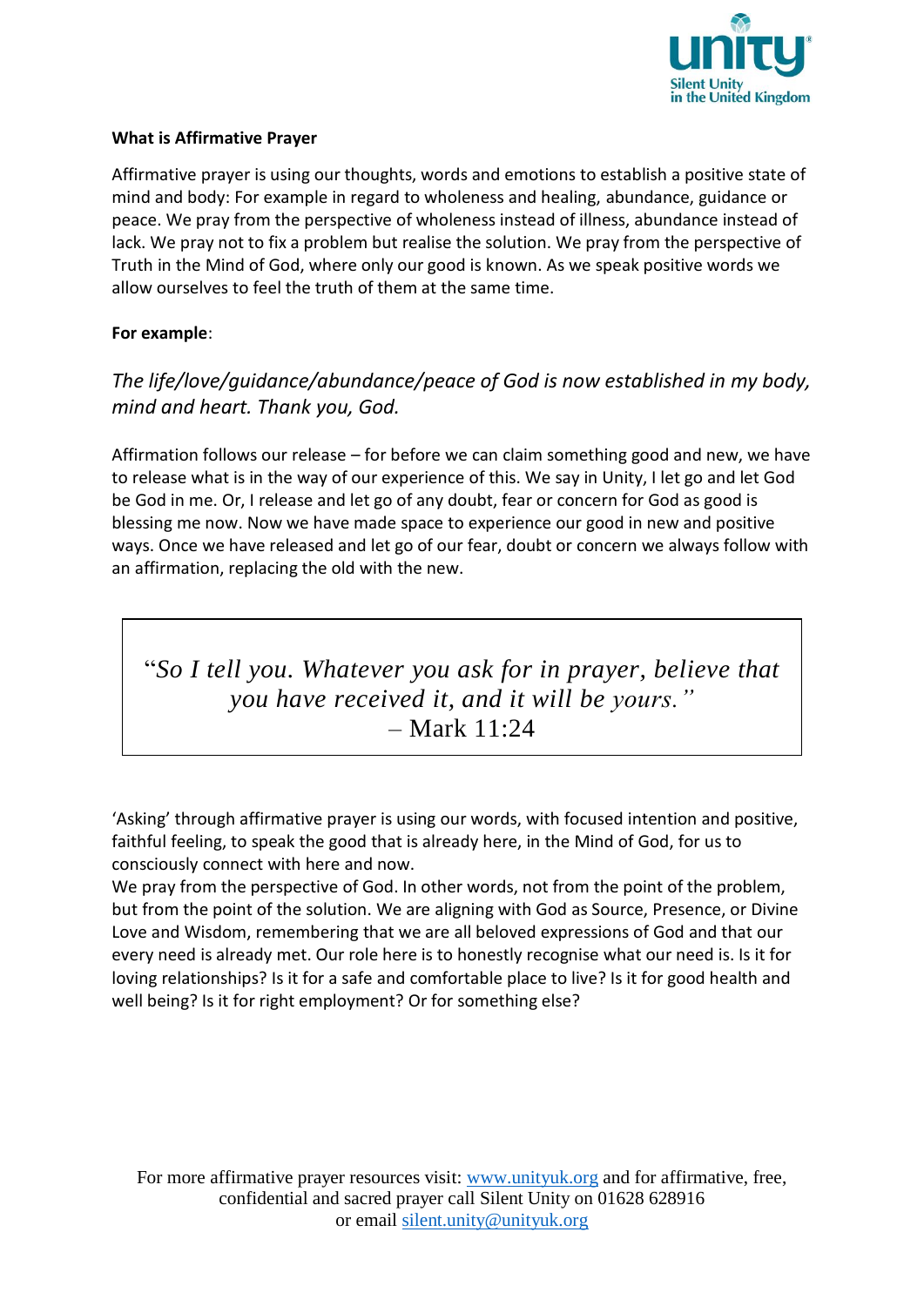unity

Silent Unity in the United Kingdom

**What is Affirmative Prayer**

Affirmative prayer is using our thoughts, words and emotions to establish a positive state of mind and body: For example in regard to wholeness and healing, abundance, guidance or peace. We pray from the perspective of wholeness instead of illness, abundance instead of lack. We pray not to fix a problem but realise the solution. We pray from the perspective of Truth in the Mind of God, where only our good is known. As we speak positive words we allow ourselves to feel the truth of them at the same time.

**For example**:

*The life/love/guidance/abundance/peace of God is now established in my body, mind and heart. Thank you, God.*

Affirmation follows our release – for before we can claim something good and new, we have to release what is in the way of our experience of this. We say in Unity, I let go and let God be God in me. Or, I release and let go of any doubt, fear or concern for God as good is blessing me now. Now we have made space to experience our good in new and positive ways. Once we have released and let go of our fear, doubt or concern we always follow with an affirmation, replacing the old with the new.

> *"So I tell you. Whatever you ask for in prayer, believe that you have received it, and it will be yours."*
> – Mark 11:24

'Asking' through affirmative prayer is using our words, with focused intention and positive, faithful feeling, to speak the good that is already here, in the Mind of God, for us to consciously connect with here and now.

We pray from the perspective of God. In other words, not from the point of the problem, but from the point of the solution. We are aligning with God as Source, Presence, or Divine Love and Wisdom, remembering that we are all beloved expressions of God and that our every need is already met. Our role here is to honestly recognise what our need is. Is it for loving relationships? Is it for a safe and comfortable place to live? Is it for good health and well being? Is it for right employment? Or for something else?

For more affirmative prayer resources visit: www.unityuk.org and for affirmative, free, confidential and sacred prayer call Silent Unity on 01628 628916 or email silent.unity@unityuk.org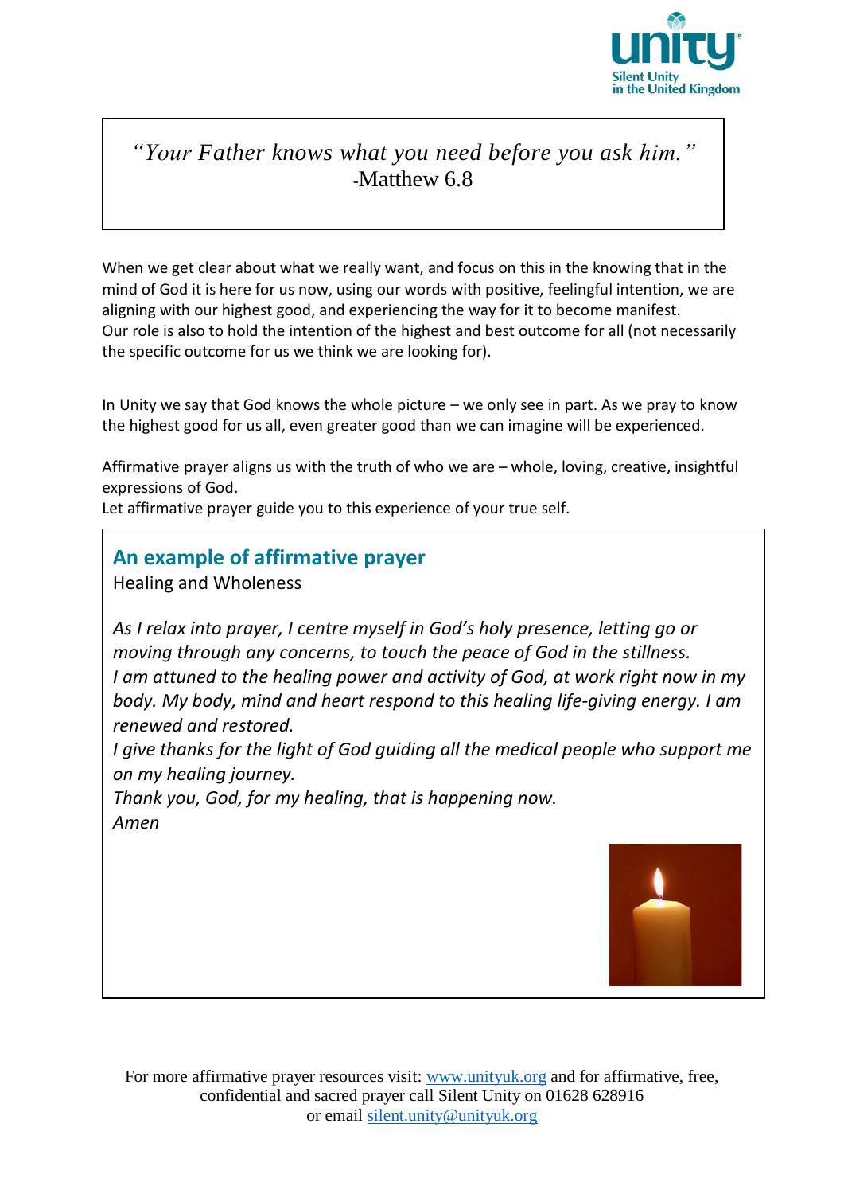*"Your Father knows what you need before you ask him."*
-Matthew 6.8

When we get clear about what we really want, and focus on this in the knowing that in the mind of God it is here for us now, using our words with positive, feelingful intention, we are aligning with our highest good, and experiencing the way for it to become manifest.
Our role is also to hold the intention of the highest and best outcome for all (not necessarily the specific outcome for us we think we are looking for).

In Unity we say that God knows the whole picture – we only see in part. As we pray to know the highest good for us all, even greater good than we can imagine will be experienced.

Affirmative prayer aligns us with the truth of who we are – whole, loving, creative, insightful expressions of God.
Let affirmative prayer guide you to this experience of your true self.

## An example of affirmative prayer

Healing and Wholeness

*As I relax into prayer, I centre myself in God's holy presence, letting go or moving through any concerns, to touch the peace of God in the stillness.*
*I am attuned to the healing power and activity of God, at work right now in my body. My body, mind and heart respond to this healing life-giving energy. I am renewed and restored.*
*I give thanks for the light of God guiding all the medical people who support me on my healing journey.*
*Thank you, God, for my healing, that is happening now.*
*Amen*

For more affirmative prayer resources visit: www.unityuk.org and for affirmative, free, confidential and sacred prayer call Silent Unity on 01628 628916
or email silent.unity@unityuk.org